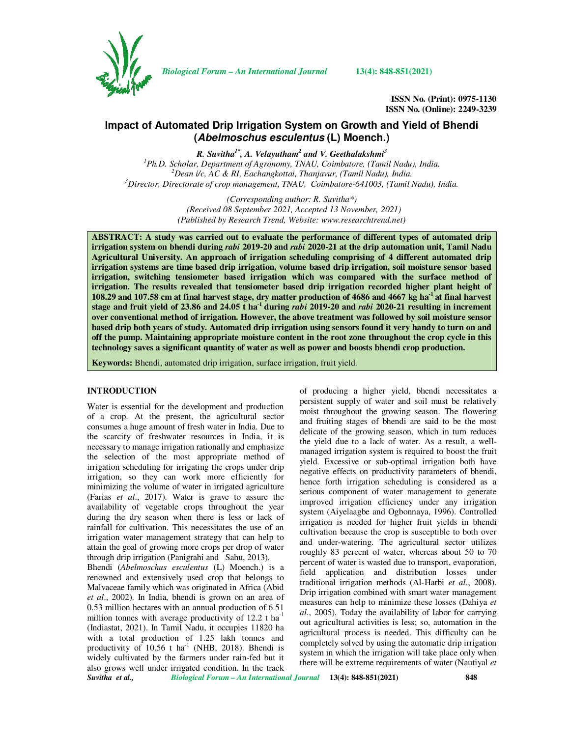ISSN No. (Print): 0975-1130
ISSN No. (Online): 2249-3239

# Impact of Automated Drip Irrigation System on Growth and Yield of Bhendi (*Abelmoschus esculentus* (L) Moench.)

***R. Suvitha[1\*], A. Velayutham[2] and V. Geethalakshmi[3]***

[1]*Ph.D. Scholar, Department of Agronomy, TNAU, Coimbatore, (Tamil Nadu), India.*
[2]*Dean i/c, AC & RI, Eachangkottai, Thanjavur, (Tamil Nadu), India.*
[3]*Director, Directorate of crop management, TNAU, Coimbatore-641003, (Tamil Nadu), India.*

*(Corresponding author: R. Suvitha\*)*
*(Received 08 September 2021, Accepted 13 November, 2021)*
*(Published by Research Trend, Website: www.researchtrend.net)*

**ABSTRACT: A study was carried out to evaluate the performance of different types of automated drip irrigation system on bhendi during *rabi* 2019-20 and *rabi* 2020-21 at the drip automation unit, Tamil Nadu Agricultural University. An approach of irrigation scheduling comprising of 4 different automated drip irrigation systems are time based drip irrigation, volume based drip irrigation, soil moisture sensor based irrigation, switching tensiometer based irrigation which was compared with the surface method of irrigation. The results revealed that tensiometer based drip irrigation recorded higher plant height of 108.29 and 107.58 cm at final harvest stage, dry matter production of 4686 and 4667 kg ha$^{-1}$ at final harvest stage and fruit yield of 23.86 and 24.05 t ha$^{-1}$ during *rabi* 2019-20 and *rabi* 2020-21 resulting in increment over conventional method of irrigation. However, the above treatment was followed by soil moisture sensor based drip both years of study. Automated drip irrigation using sensors found it very handy to turn on and off the pump. Maintaining appropriate moisture content in the root zone throughout the crop cycle in this technology saves a significant quantity of water as well as power and boosts bhendi crop production.**

**Keywords:** Bhendi, automated drip irrigation, surface irrigation, fruit yield.

## INTRODUCTION

Water is essential for the development and production of a crop. At the present, the agricultural sector consumes a huge amount of fresh water in India. Due to the scarcity of freshwater resources in India, it is necessary to manage irrigation rationally and emphasize the selection of the most appropriate method of irrigation scheduling for irrigating the crops under drip irrigation, so they can work more efficiently for minimizing the volume of water in irrigated agriculture (Farias *et al*., 2017). Water is grave to assure the availability of vegetable crops throughout the year during the dry season when there is less or lack of rainfall for cultivation. This necessitates the use of an irrigation water management strategy that can help to attain the goal of growing more crops per drop of water through drip irrigation (Panigrahi and Sahu, 2013).

Bhendi (*Abelmoschus esculentus* (L) Moench.) is a renowned and extensively used crop that belongs to Malvaceae family which was originated in Africa (Abid *et al*., 2002). In India, bhendi is grown on an area of 0.53 million hectares with an annual production of 6.51 million tonnes with average productivity of 12.2 t ha$^{-1}$ (Indiastat, 2021). In Tamil Nadu, it occupies 11820 ha with a total production of 1.25 lakh tonnes and productivity of 10.56 t ha$^{-1}$ (NHB, 2018). Bhendi is widely cultivated by the farmers under rain-fed but it also grows well under irrigated condition. In the track of producing a higher yield, bhendi necessitates a persistent supply of water and soil must be relatively moist throughout the growing season. The flowering and fruiting stages of bhendi are said to be the most delicate of the growing season, which in turn reduces the yield due to a lack of water. As a result, a well-managed irrigation system is required to boost the fruit yield. Excessive or sub-optimal irrigation both have negative effects on productivity parameters of bhendi, hence forth irrigation scheduling is considered as a serious component of water management to generate improved irrigation efficiency under any irrigation system (Aiyelaagbe and Ogbonnaya, 1996). Controlled irrigation is needed for higher fruit yields in bhendi cultivation because the crop is susceptible to both over and under-watering. The agricultural sector utilizes roughly 83 percent of water, whereas about 50 to 70 percent of water is wasted due to transport, evaporation, field application and distribution losses under traditional irrigation methods (Al-Harbi *et al*., 2008). Drip irrigation combined with smart water management measures can help to minimize these losses (Dahiya *et al*., 2005). Today the availability of labor for carrying out agricultural activities is less; so, automation in the agricultural process is needed. This difficulty can be completely solved by using the automatic drip irrigation system in which the irrigation will take place only when there will be extreme requirements of water (Nautiyal *et*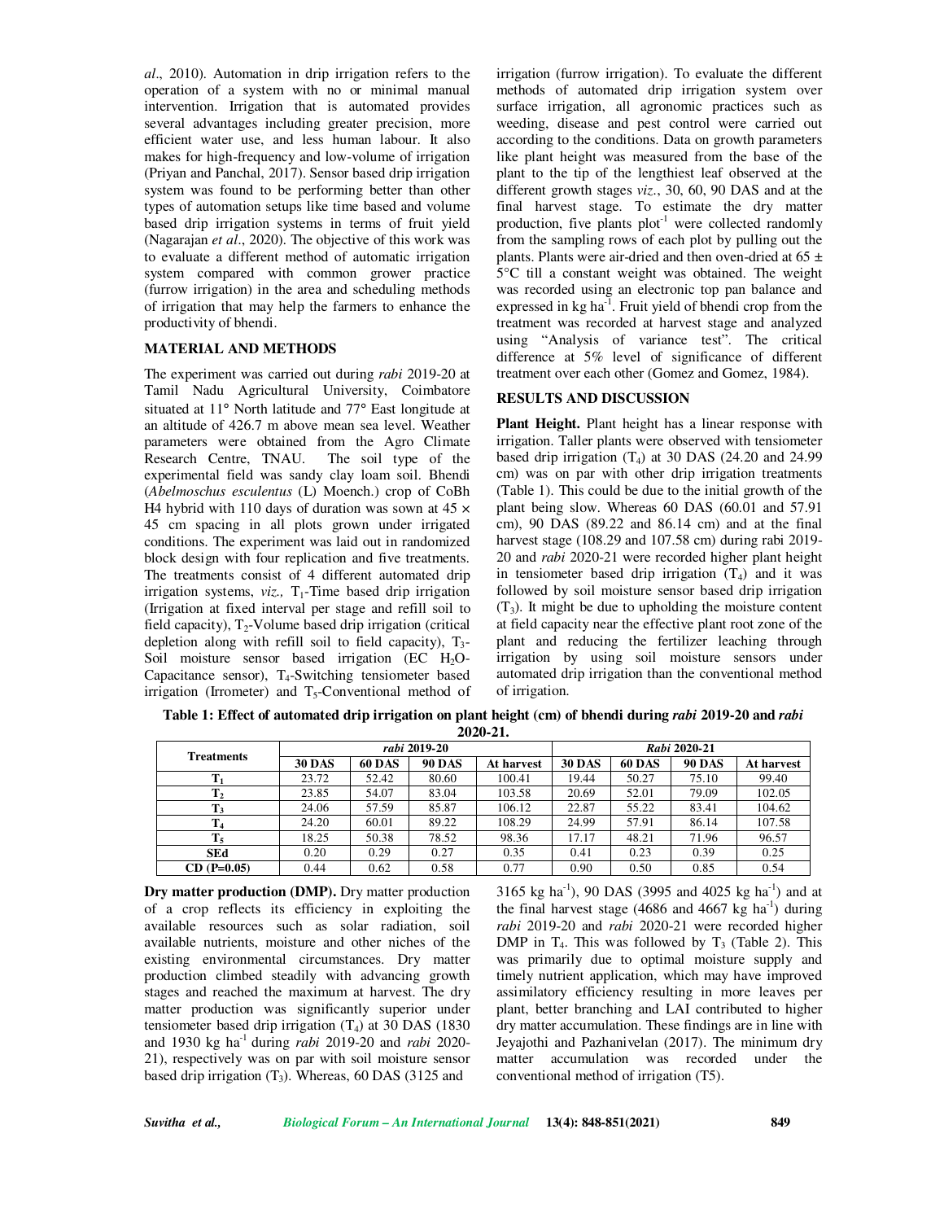al., 2010). Automation in drip irrigation refers to the operation of a system with no or minimal manual intervention. Irrigation that is automated provides several advantages including greater precision, more efficient water use, and less human labour. It also makes for high-frequency and low-volume of irrigation (Priyan and Panchal, 2017). Sensor based drip irrigation system was found to be performing better than other types of automation setups like time based and volume based drip irrigation systems in terms of fruit yield (Nagarajan *et al*., 2020). The objective of this work was to evaluate a different method of automatic irrigation system compared with common grower practice (furrow irrigation) in the area and scheduling methods of irrigation that may help the farmers to enhance the productivity of bhendi.

## MATERIAL AND METHODS

The experiment was carried out during *rabi* 2019-20 at Tamil Nadu Agricultural University, Coimbatore situated at 11° North latitude and 77° East longitude at an altitude of 426.7 m above mean sea level. Weather parameters were obtained from the Agro Climate Research Centre, TNAU. The soil type of the experimental field was sandy clay loam soil. Bhendi (*Abelmoschus esculentus* (L) Moench.) crop of CoBh H4 hybrid with 110 days of duration was sown at 45 × 45 cm spacing in all plots grown under irrigated conditions. The experiment was laid out in randomized block design with four replication and five treatments. The treatments consist of 4 different automated drip irrigation systems, *viz.,* $T_1$-Time based drip irrigation (Irrigation at fixed interval per stage and refill soil to field capacity), $T_2$-Volume based drip irrigation (critical depletion along with refill soil to field capacity), $T_3$-Soil moisture sensor based irrigation (EC $H_2O$-Capacitance sensor), $T_4$-Switching tensiometer based irrigation (Irrometer) and $T_5$-Conventional method of irrigation (furrow irrigation). To evaluate the different methods of automated drip irrigation system over surface irrigation, all agronomic practices such as weeding, disease and pest control were carried out according to the conditions. Data on growth parameters like plant height was measured from the base of the plant to the tip of the lengthiest leaf observed at the different growth stages *viz*., 30, 60, 90 DAS and at the final harvest stage. To estimate the dry matter production, five plants plot$^{-1}$ were collected randomly from the sampling rows of each plot by pulling out the plants. Plants were air-dried and then oven-dried at 65 ± 5°C till a constant weight was obtained. The weight was recorded using an electronic top pan balance and expressed in kg ha$^{-1}$. Fruit yield of bhendi crop from the treatment was recorded at harvest stage and analyzed using "Analysis of variance test". The critical difference at 5% level of significance of different treatment over each other (Gomez and Gomez, 1984).

## RESULTS AND DISCUSSION

**Plant Height.** Plant height has a linear response with irrigation. Taller plants were observed with tensiometer based drip irrigation ($T_4$) at 30 DAS (24.20 and 24.99 cm) was on par with other drip irrigation treatments (Table 1). This could be due to the initial growth of the plant being slow. Whereas 60 DAS (60.01 and 57.91 cm), 90 DAS (89.22 and 86.14 cm) and at the final harvest stage (108.29 and 107.58 cm) during rabi 2019-20 and *rabi* 2020-21 were recorded higher plant height in tensiometer based drip irrigation ($T_4$) and it was followed by soil moisture sensor based drip irrigation ($T_3$). It might be due to upholding the moisture content at field capacity near the effective plant root zone of the plant and reducing the fertilizer leaching through irrigation by using soil moisture sensors under automated drip irrigation than the conventional method of irrigation.

**Table 1: Effect of automated drip irrigation on plant height (cm) of bhendi during *rabi* 2019-20 and *rabi* 2020-21.**

| Treatments | *rabi* 2019-20 | | | | *Rabi* 2020-21 | | | |
|---|---|---|---|---|---|---|---|---|
| | 30 DAS | 60 DAS | 90 DAS | At harvest | 30 DAS | 60 DAS | 90 DAS | At harvest |
| $T_1$ | 23.72 | 52.42 | 80.60 | 100.41 | 19.44 | 50.27 | 75.10 | 99.40 |
| $T_2$ | 23.85 | 54.07 | 83.04 | 103.58 | 20.69 | 52.01 | 79.09 | 102.05 |
| $T_3$ | 24.06 | 57.59 | 85.87 | 106.12 | 22.87 | 55.22 | 83.41 | 104.62 |
| $T_4$ | 24.20 | 60.01 | 89.22 | 108.29 | 24.99 | 57.91 | 86.14 | 107.58 |
| $T_5$ | 18.25 | 50.38 | 78.52 | 98.36 | 17.17 | 48.21 | 71.96 | 96.57 |
| SEd | 0.20 | 0.29 | 0.27 | 0.35 | 0.41 | 0.23 | 0.39 | 0.25 |
| CD (P=0.05) | 0.44 | 0.62 | 0.58 | 0.77 | 0.90 | 0.50 | 0.85 | 0.54 |

**Dry matter production (DMP).** Dry matter production of a crop reflects its efficiency in exploiting the available resources such as solar radiation, soil available nutrients, moisture and other niches of the existing environmental circumstances. Dry matter production climbed steadily with advancing growth stages and reached the maximum at harvest. The dry matter production was significantly superior under tensiometer based drip irrigation ($T_4$) at 30 DAS (1830 and 1930 kg ha$^{-1}$ during *rabi* 2019-20 and *rabi* 2020-21), respectively was on par with soil moisture sensor based drip irrigation ($T_3$). Whereas, 60 DAS (3125 and 3165 kg ha$^{-1}$), 90 DAS (3995 and 4025 kg ha$^{-1}$) and at the final harvest stage (4686 and 4667 kg ha$^{-1}$) during *rabi* 2019-20 and *rabi* 2020-21 were recorded higher DMP in $T_4$. This was followed by $T_3$ (Table 2). This was primarily due to optimal moisture supply and timely nutrient application, which may have improved assimilatory efficiency resulting in more leaves per plant, better branching and LAI contributed to higher dry matter accumulation. These findings are in line with Jeyajothi and Pazhanivelan (2017). The minimum dry matter accumulation was recorded under the conventional method of irrigation (T5).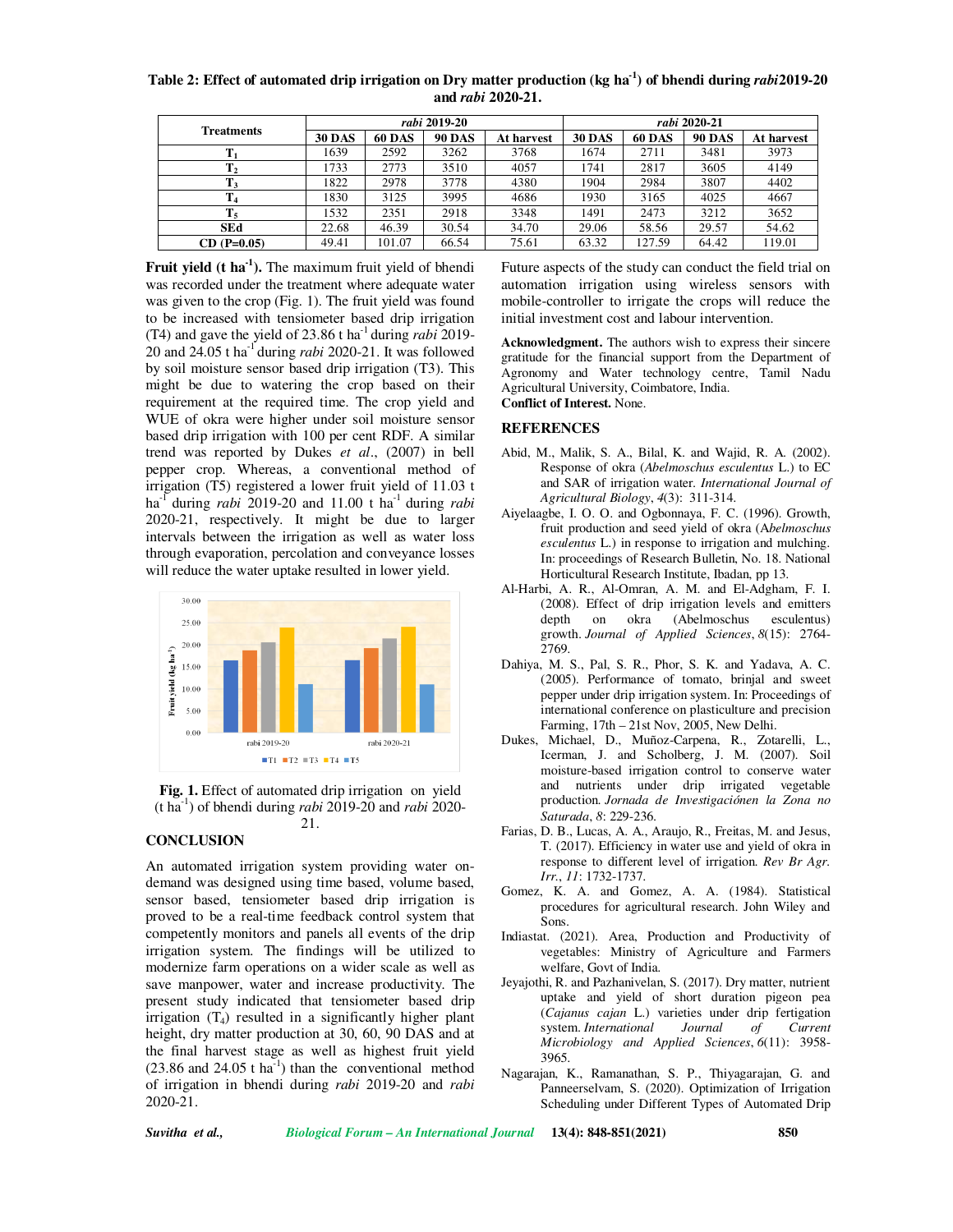**Table 2: Effect of automated drip irrigation on Dry matter production (kg ha$^{-1}$) of bhendi during *rabi* 2019-20 and *rabi* 2020-21.**

| Treatments | *rabi* 2019-20 | | | | *rabi* 2020-21 | | | |
|---|---|---|---|---|---|---|---|---|
| | 30 DAS | 60 DAS | 90 DAS | At harvest | 30 DAS | 60 DAS | 90 DAS | At harvest |
| $T_1$ | 1639 | 2592 | 3262 | 3768 | 1674 | 2711 | 3481 | 3973 |
| $T_2$ | 1733 | 2773 | 3510 | 4057 | 1741 | 2817 | 3605 | 4149 |
| $T_3$ | 1822 | 2978 | 3778 | 4380 | 1904 | 2984 | 3807 | 4402 |
| $T_4$ | 1830 | 3125 | 3995 | 4686 | 1930 | 3165 | 4025 | 4667 |
| $T_5$ | 1532 | 2351 | 2918 | 3348 | 1491 | 2473 | 3212 | 3652 |
| SEd | 22.68 | 46.39 | 30.54 | 34.70 | 29.06 | 58.56 | 29.57 | 54.62 |
| CD (P=0.05) | 49.41 | 101.07 | 66.54 | 75.61 | 63.32 | 127.59 | 64.42 | 119.01 |

**Fruit yield (t ha$^{-1}$).** The maximum fruit yield of bhendi was recorded under the treatment where adequate water was given to the crop (Fig. 1). The fruit yield was found to be increased with tensiometer based drip irrigation (T4) and gave the yield of 23.86 t ha$^{-1}$ during *rabi* 2019-20 and 24.05 t ha$^{-1}$ during *rabi* 2020-21. It was followed by soil moisture sensor based drip irrigation (T3). This might be due to watering the crop based on their requirement at the required time. The crop yield and WUE of okra were higher under soil moisture sensor based drip irrigation with 100 per cent RDF. A similar trend was reported by Dukes *et al*., (2007) in bell pepper crop. Whereas, a conventional method of irrigation (T5) registered a lower fruit yield of 11.03 t ha$^{-1}$ during *rabi* 2019-20 and 11.00 t ha$^{-1}$ during *rabi* 2020-21, respectively. It might be due to larger intervals between the irrigation as well as water loss through evaporation, percolation and conveyance losses will reduce the water uptake resulted in lower yield.

**Fig. 1.** Effect of automated drip irrigation on yield (t ha$^{-1}$) of bhendi during *rabi* 2019-20 and *rabi* 2020-21.

## CONCLUSION

An automated irrigation system providing water on-demand was designed using time based, volume based, sensor based, tensiometer based drip irrigation is proved to be a real-time feedback control system that competently monitors and panels all events of the drip irrigation system. The findings will be utilized to modernize farm operations on a wider scale as well as save manpower, water and increase productivity. The present study indicated that tensiometer based drip irrigation ($T_4$) resulted in a significantly higher plant height, dry matter production at 30, 60, 90 DAS and at the final harvest stage as well as highest fruit yield (23.86 and 24.05 t ha$^{-1}$) than the conventional method of irrigation in bhendi during *rabi* 2019-20 and *rabi* 2020-21.

Future aspects of the study can conduct the field trial on automation irrigation using wireless sensors with mobile-controller to irrigate the crops will reduce the initial investment cost and labour intervention.

**Acknowledgment.** The authors wish to express their sincere gratitude for the financial support from the Department of Agronomy and Water technology centre, Tamil Nadu Agricultural University, Coimbatore, India.

**Conflict of Interest.** None.

## REFERENCES

Abid, M., Malik, S. A., Bilal, K. and Wajid, R. A. (2002). Response of okra (*Abelmoschus esculentus* L.) to EC and SAR of irrigation water. *International Journal of Agricultural Biology*, *4*(3): 311-314.

Aiyelaagbe, I. O. O. and Ogbonnaya, F. C. (1996). Growth, fruit production and seed yield of okra (*Abelmoschus esculentus* L.) in response to irrigation and mulching. In: proceedings of Research Bulletin, No. 18. National Horticultural Research Institute, Ibadan, pp 13.

Al-Harbi, A. R., Al-Omran, A. M. and El-Adgham, F. I. (2008). Effect of drip irrigation levels and emitters depth on okra (Abelmoschus esculentus) growth. *Journal of Applied Sciences*, *8*(15): 2764-2769.

Dahiya, M. S., Pal, S. R., Phor, S. K. and Yadava, A. C. (2005). Performance of tomato, brinjal and sweet pepper under drip irrigation system. In: Proceedings of international conference on plasticulture and precision Farming, 17th – 21st Nov, 2005, New Delhi.

Dukes, Michael, D., Muñoz-Carpena, R., Zotarelli, L., Icerman, J. and Scholberg, J. M. (2007). Soil moisture-based irrigation control to conserve water and nutrients under drip irrigated vegetable production. *Jornada de Investigaciónen la Zona no Saturada*, *8*: 229-236.

Farias, D. B., Lucas, A. A., Araujo, R., Freitas, M. and Jesus, T. (2017). Efficiency in water use and yield of okra in response to different level of irrigation. *Rev Br Agr. Irr.*, *11*: 1732-1737.

Gomez, K. A. and Gomez, A. A. (1984). Statistical procedures for agricultural research. John Wiley and Sons.

Indiastat. (2021). Area, Production and Productivity of vegetables: Ministry of Agriculture and Farmers welfare, Govt of India.

Jeyajothi, R. and Pazhanivelan, S. (2017). Dry matter, nutrient uptake and yield of short duration pigeon pea (*Cajanus cajan* L.) varieties under drip fertigation system. *International Journal of Current Microbiology and Applied Sciences*, *6*(11): 3958-3965.

Nagarajan, K., Ramanathan, S. P., Thiyagarajan, G. and Panneerselvam, S. (2020). Optimization of Irrigation Scheduling under Different Types of Automated Drip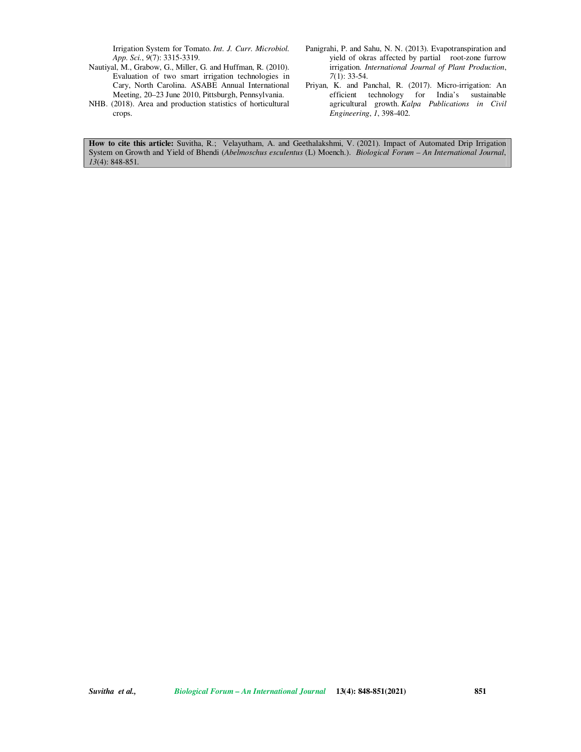Irrigation System for Tomato. *Int. J. Curr. Microbiol. App. Sci.*, *9*(7): 3315-3319.

Nautiyal, M., Grabow, G., Miller, G. and Huffman, R. (2010). Evaluation of two smart irrigation technologies in Cary, North Carolina. ASABE Annual International Meeting, 20–23 June 2010, Pittsburgh, Pennsylvania.

NHB. (2018). Area and production statistics of horticultural crops.

Panigrahi, P. and Sahu, N. N. (2013). Evapotranspiration and yield of okras affected by partial root-zone furrow irrigation. *International Journal of Plant Production*, *7*(1): 33-54.

Priyan, K. and Panchal, R. (2017). Micro-irrigation: An efficient technology for India's sustainable agricultural growth. *Kalpa Publications in Civil Engineering*, *1*, 398-402.

**How to cite this article:** Suvitha, R.; Velayutham, A. and Geethalakshmi, V. (2021). Impact of Automated Drip Irrigation System on Growth and Yield of Bhendi (*Abelmoschus esculentus* (L) Moench.). *Biological Forum – An International Journal*, *13*(4): 848-851.